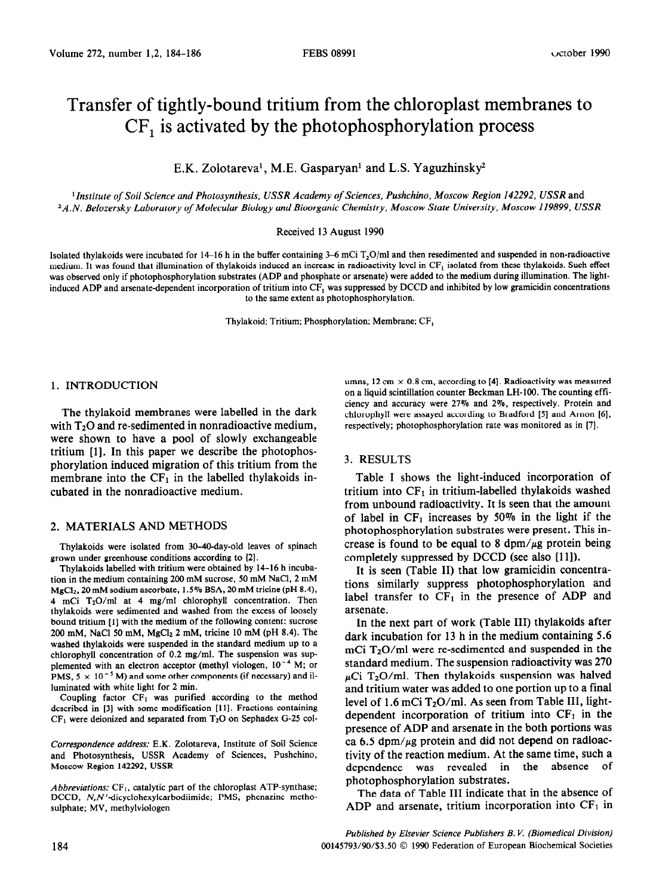# Transfer of tightly-bound tritium from the chloroplast membranes to $CF_1$ is activated by the photophosphorylation process

E.K. Zolotareva[1], M.E. Gasparyan[1] and L.S. Yaguzhinsky[2]

[1]*Institute of Soil Science and Photosynthesis, USSR Academy of Sciences, Pushchino, Moscow Region 142292, USSR* and [2]*A.N. Belozersky Laboratory of Molecular Biology and Bioorganic Chemistry, Moscow State University, Moscow 119899, USSR*

Received 13 August 1990

Isolated thylakoids were incubated for 14–16 h in the buffer containing 3–6 mCi $T_2O$/ml and then resedimented and suspended in non-radioactive medium. It was found that illumination of thylakoids induced an increase in radioactivity level in $CF_1$ isolated from these thylakoids. Such effect was observed only if photophosphorylation substrates (ADP and phosphate or arsenate) were added to the medium during illumination. The light-induced ADP and arsenate-dependent incorporation of tritium into $CF_1$ was suppressed by DCCD and inhibited by low gramicidin concentrations to the same extent as photophosphorylation.

Thylakoid; Tritium; Phosphorylation; Membrane; $CF_1$

## 1. INTRODUCTION

The thylakoid membranes were labelled in the dark with $T_2O$ and re-sedimented in nonradioactive medium, were shown to have a pool of slowly exchangeable tritium [1]. In this paper we describe the photophosphorylation induced migration of this tritium from the membrane into the $CF_1$ in the labelled thylakoids incubated in the nonradioactive medium.

## 2. MATERIALS AND METHODS

Thylakoids were isolated from 30–40-day-old leaves of spinach grown under greenhouse conditions according to [2].

Thylakoids labelled with tritium were obtained by 14–16 h incubation in the medium containing 200 mM sucrose, 50 mM NaCl, 2 mM $MgCl_2$, 20 mM sodium ascorbate, 1.5% BSA, 20 mM tricine (pH 8.4), 4 mCi $T_2O$/ml at 4 mg/ml chlorophyll concentration. Then thylakoids were sedimented and washed from the excess of loosely bound tritium [1] with the medium of the following content: sucrose 200 mM, NaCl 50 mM, $MgCl_2$ 2 mM, tricine 10 mM (pH 8.4). The washed thylakoids were suspended in the standard medium up to a chlorophyll concentration of 0.2 mg/ml. The suspension was supplemented with an electron acceptor (methyl viologen, $10^{-4}$ M; or PMS, $5 \times 10^{-5}$ M) and some other components (if necessary) and illuminated with white light for 2 min.

Coupling factor $CF_1$ was purified according to the method described in [3] with some modification [11]. Fractions containing $CF_1$ were deionized and separated from $T_2O$ on Sephadex G-25 columns, 12 cm × 0.8 cm, according to [4]. Radioactivity was measured on a liquid scintillation counter Beckman LH-100. The counting efficiency and accuracy were 27% and 2%, respectively. Protein and chlorophyll were assayed according to Bradford [5] and Arnon [6], respectively; photophosphorylation rate was monitored as in [7].

## 3. RESULTS

Table I shows the light-induced incorporation of tritium into $CF_1$ in tritium-labelled thylakoids washed from unbound radioactivity. It is seen that the amount of label in $CF_1$ increases by 50% in the light if the photophosphorylation substrates were present. This increase is found to be equal to 8 dpm/μg protein being completely suppressed by DCCD (see also [11]).

It is seen (Table II) that low gramicidin concentrations similarly suppress photophosphorylation and label transfer to $CF_1$ in the presence of ADP and arsenate.

In the next part of work (Table III) thylakoids after dark incubation for 13 h in the medium containing 5.6 mCi $T_2O$/ml were re-sedimented and suspended in the standard medium. The suspension radioactivity was 270 μCi $T_2O$/ml. Then thylakoids suspension was halved and tritium water was added to one portion up to a final level of 1.6 mCi $T_2O$/ml. As seen from Table III, light-dependent incorporation of tritium into $CF_1$ in the presence of ADP and arsenate in the both portions was ca 6.5 dpm/μg protein and did not depend on radioactivity of the reaction medium. At the same time, such a dependence was revealed in the absence of photophosphorylation substrates.

The data of Table III indicate that in the absence of ADP and arsenate, tritium incorporation into $CF_1$ in

*Correspondence address:* E.K. Zolotareva, Institute of Soil Science and Photosynthesis, USSR Academy of Sciences, Pushchino, Moscow Region 142292, USSR

*Abbreviations:* $CF_1$, catalytic part of the chloroplast ATP-synthase; DCCD, *N,N'*-dicyclohexylcarbodiimide; PMS, phenazine methosulphate; MV, methylviologen

*Published by Elsevier Science Publishers B.V. (Biomedical Division)*
00145793/90/$3.50 © 1990 Federation of European Biochemical Societies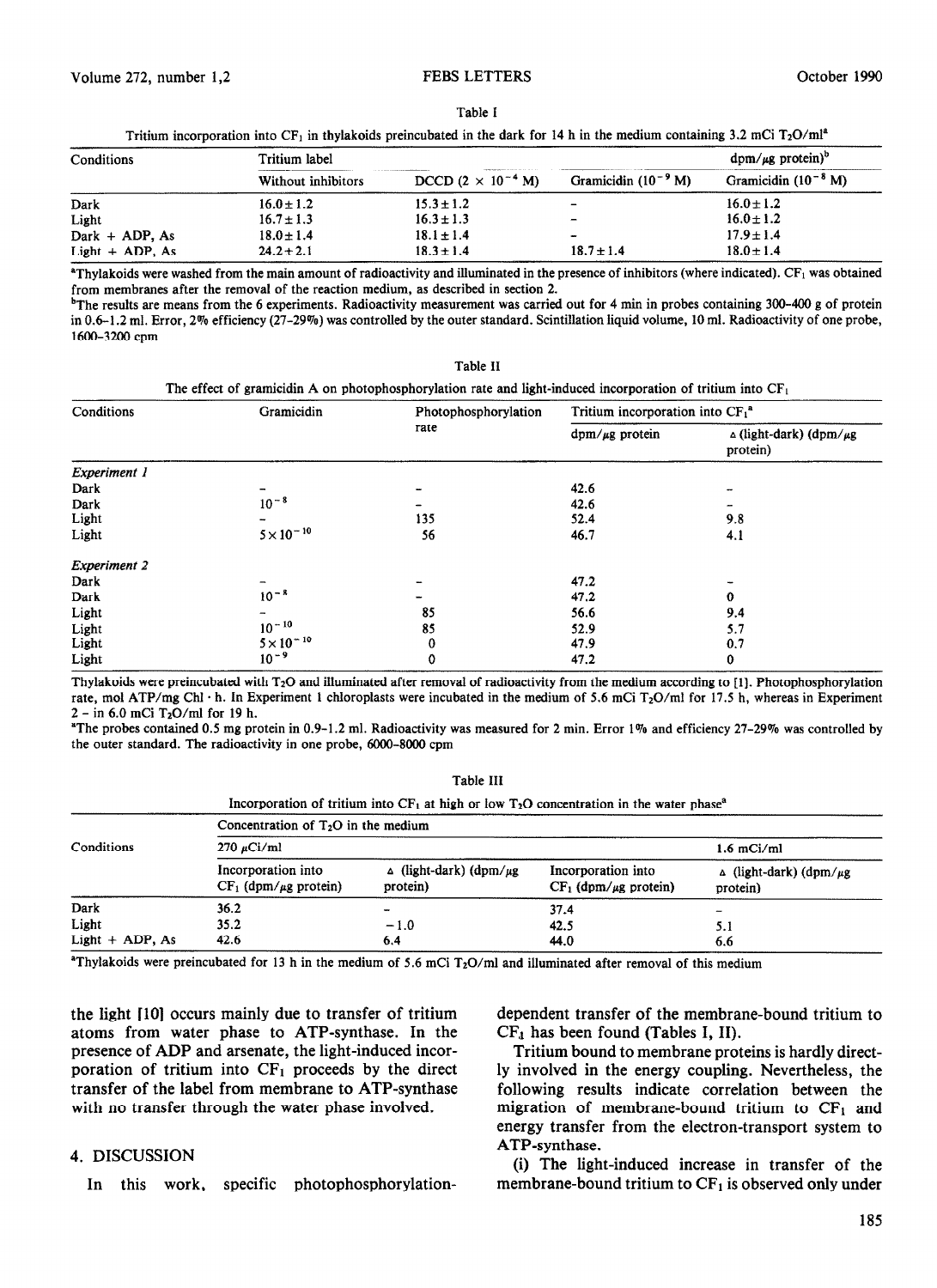Table I

Tritium incorporation into $CF_1$ in thylakoids preincubated in the dark for 14 h in the medium containing 3.2 mCi $T_2O$/ml[a]

| Conditions | Tritium label | | | dpm/μg protein)[b] |
|---|---|---|---|---|
| | Without inhibitors | DCCD ($2 \times 10^{-4}$ M) | Gramicidin ($10^{-9}$ M) | Gramicidin ($10^{-8}$ M) |
| Dark | 16.0 ± 1.2 | 15.3 ± 1.2 | - | 16.0 ± 1.2 |
| Light | 16.7 ± 1.3 | 16.3 ± 1.3 | - | 16.0 ± 1.2 |
| Dark + ADP, As | 18.0 ± 1.4 | 18.1 ± 1.4 | - | 17.9 ± 1.4 |
| Light + ADP, As | 24.2 + 2.1 | 18.3 ± 1.4 | 18.7 ± 1.4 | 18.0 ± 1.4 |

[a]Thylakoids were washed from the main amount of radioactivity and illuminated in the presence of inhibitors (where indicated). $CF_1$ was obtained from membranes after the removal of the reaction medium, as described in section 2.

[b]The results are means from the 6 experiments. Radioactivity measurement was carried out for 4 min in probes containing 300-400 g of protein in 0.6-1.2 ml. Error, 2% efficiency (27-29%) was controlled by the outer standard. Scintillation liquid volume, 10 ml. Radioactivity of one probe, 1600-3200 cpm

Table II

The effect of gramicidin A on photophosphorylation rate and light-induced incorporation of tritium into $CF_1$

| Conditions | Gramicidin | Photophosphorylation rate | Tritium incorporation into $CF_1$[a] | |
|---|---|---|---|---|
| | | | dpm/μg protein | Δ (light-dark) (dpm/μg protein) |
| *Experiment 1* | | | | |
| Dark | - | - | 42.6 | - |
| Dark | $10^{-8}$ | - | 42.6 | - |
| Light | - | 135 | 52.4 | 9.8 |
| Light | $5 \times 10^{-10}$ | 56 | 46.7 | 4.1 |
| *Experiment 2* | | | | |
| Dark | - | - | 47.2 | - |
| Dark | $10^{-8}$ | - | 47.2 | 0 |
| Light | - | 85 | 56.6 | 9.4 |
| Light | $10^{-10}$ | 85 | 52.9 | 5.7 |
| Light | $5 \times 10^{-10}$ | 0 | 47.9 | 0.7 |
| Light | $10^{-9}$ | 0 | 47.2 | 0 |

Thylakoids were preincubated with $T_2O$ and illuminated after removal of radioactivity from the medium according to [1]. Photophosphorylation rate, mol ATP/mg Chl · h. In Experiment 1 chloroplasts were incubated in the medium of 5.6 mCi $T_2O$/ml for 17.5 h, whereas in Experiment 2 - in 6.0 mCi $T_2O$/ml for 19 h.

[a]The probes contained 0.5 mg protein in 0.9-1.2 ml. Radioactivity was measured for 2 min. Error 1% and efficiency 27-29% was controlled by the outer standard. The radioactivity in one probe, 6000-8000 cpm

Table III

Incorporation of tritium into $CF_1$ at high or low $T_2O$ concentration in the water phase[a]

| Conditions | Concentration of $T_2O$ in the medium | | | |
|---|---|---|---|---|
| | 270 μCi/ml | | 1.6 mCi/ml | |
| | Incorporation into $CF_1$ (dpm/μg protein) | Δ (light-dark) (dpm/μg protein) | Incorporation into $CF_1$ (dpm/μg protein) | Δ (light-dark) (dpm/μg protein) |
| Dark | 36.2 | - | 37.4 | - |
| Light | 35.2 | −1.0 | 42.5 | 5.1 |
| Light + ADP, As | 42.6 | 6.4 | 44.0 | 6.6 |

[a]Thylakoids were preincubated for 13 h in the medium of 5.6 mCi $T_2O$/ml and illuminated after removal of this medium

the light [10] occurs mainly due to transfer of tritium atoms from water phase to ATP-synthase. In the presence of ADP and arsenate, the light-induced incorporation of tritium into $CF_1$ proceeds by the direct transfer of the label from membrane to ATP-synthase with no transfer through the water phase involved.

## 4. DISCUSSION

In this work, specific photophosphorylation-dependent transfer of the membrane-bound tritium to $CF_1$ has been found (Tables I, II).

Tritium bound to membrane proteins is hardly directly involved in the energy coupling. Nevertheless, the following results indicate correlation between the migration of membrane-bound tritium to $CF_1$ and energy transfer from the electron-transport system to ATP-synthase.

(i) The light-induced increase in transfer of the membrane-bound tritium to $CF_1$ is observed only under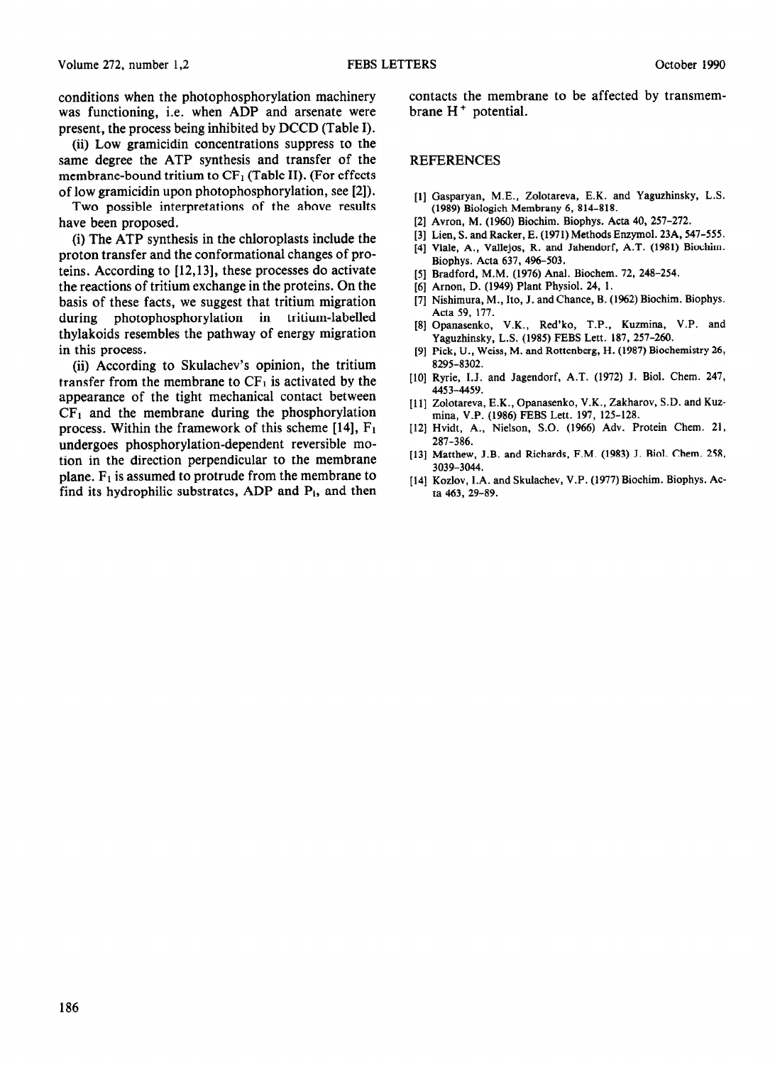conditions when the photophosphorylation machinery was functioning, i.e. when ADP and arsenate were present, the process being inhibited by DCCD (Table I).

(ii) Low gramicidin concentrations suppress to the same degree the ATP synthesis and transfer of the membrane-bound tritium to $CF_1$ (Table II). (For effects of low gramicidin upon photophosphorylation, see [2]).

Two possible interpretations of the above results have been proposed.

(i) The ATP synthesis in the chloroplasts include the proton transfer and the conformational changes of proteins. According to [12,13], these processes do activate the reactions of tritium exchange in the proteins. On the basis of these facts, we suggest that tritium migration during photophosphorylation in tritium-labelled thylakoids resembles the pathway of energy migration in this process.

(ii) According to Skulachev's opinion, the tritium transfer from the membrane to $CF_1$ is activated by the appearance of the tight mechanical contact between $CF_1$ and the membrane during the phosphorylation process. Within the framework of this scheme [14], $F_1$ undergoes phosphorylation-dependent reversible motion in the direction perpendicular to the membrane plane. $F_1$ is assumed to protrude from the membrane to find its hydrophilic substrates, ADP and $P_i$, and then contacts the membrane to be affected by transmembrane $H^+$ potential.

## REFERENCES

[1] Gasparyan, M.E., Zolotareva, E.K. and Yaguzhinsky, L.S. (1989) Biologich Membrany 6, 814–818.

[2] Avron, M. (1960) Biochim. Biophys. Acta 40, 257–272.

[3] Lien, S. and Racker, E. (1971) Methods Enzymol. 23A, 547–555.

[4] Viale, A., Vallejos, R. and Jahendorf, A.T. (1981) Biochim. Biophys. Acta 637, 496–503.

[5] Bradford, M.M. (1976) Anal. Biochem. 72, 248–254.

[6] Arnon, D. (1949) Plant Physiol. 24, 1.

[7] Nishimura, M., Ito, J. and Chance, B. (1962) Biochim. Biophys. Acta 59, 177.

[8] Opanasenko, V.K., Red'ko, T.P., Kuzmina, V.P. and Yaguzhinsky, L.S. (1985) FEBS Lett. 187, 257–260.

[9] Pick, U., Weiss, M. and Rottenberg, H. (1987) Biochemistry 26, 8295–8302.

[10] Ryrie, I.J. and Jagendorf, A.T. (1972) J. Biol. Chem. 247, 4453–4459.

[11] Zolotareva, E.K., Opanasenko, V.K., Zakharov, S.D. and Kuzmina, V.P. (1986) FEBS Lett. 197, 125–128.

[12] Hvidt, A., Nielson, S.O. (1966) Adv. Protein Chem. 21, 287–386.

[13] Matthew, J.B. and Richards, F.M. (1983) J. Biol. Chem. 258, 3039–3044.

[14] Kozlov, I.A. and Skulachev, V.P. (1977) Biochim. Biophys. Acta 463, 29–89.